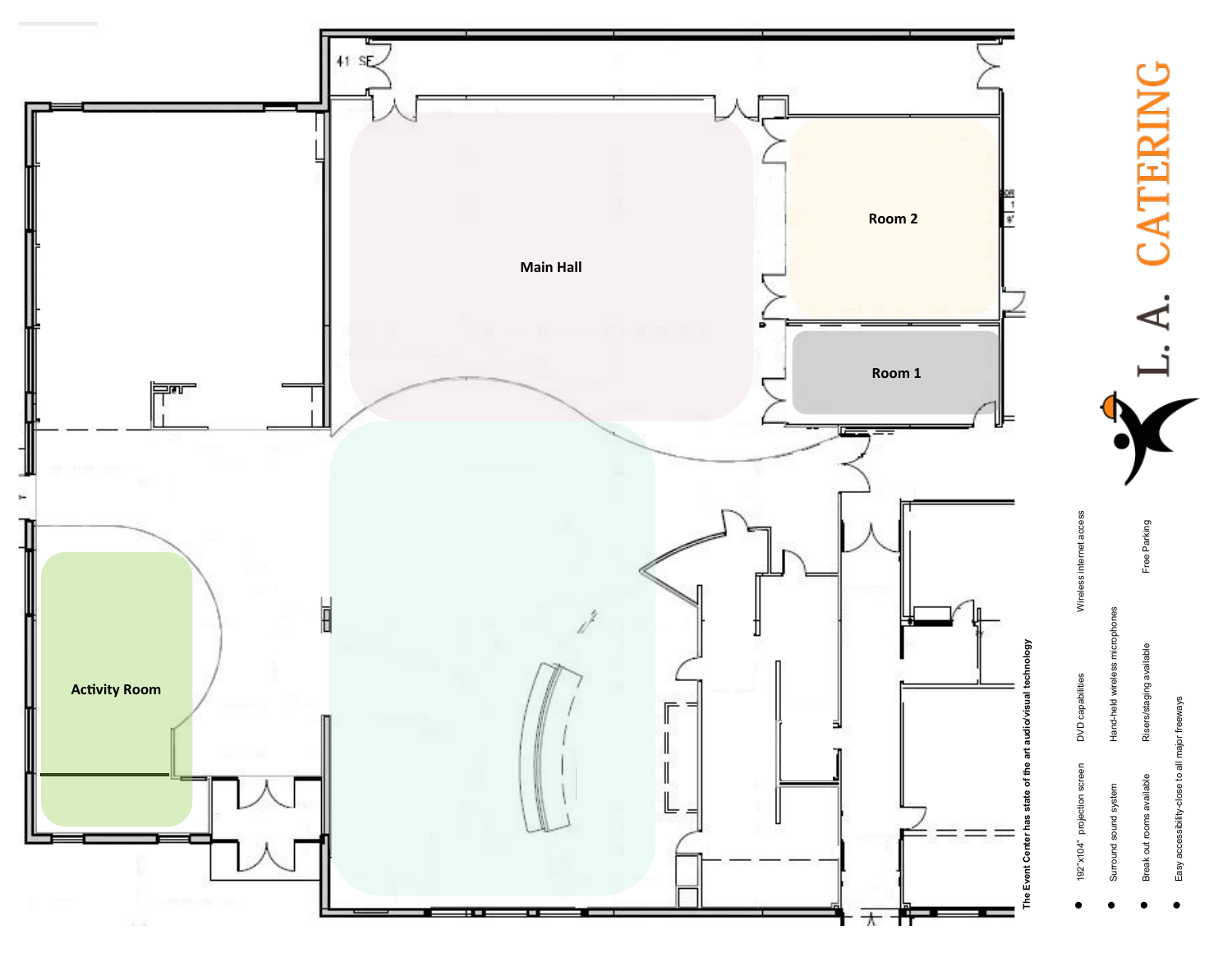Main Hall

Room 2

Room 1

Activity Room

41 SF

# L. A. CATERING

The Event Center has state of the art audio/visual technology

- 192"x104" projection screen
- DVD capabilities
- Wireless internet access
- Surround sound system
- Hand-held wireless microphones
- Break out rooms available
- Risers/staging available
- Free Parking
- Easy accessibility-close to all major freeways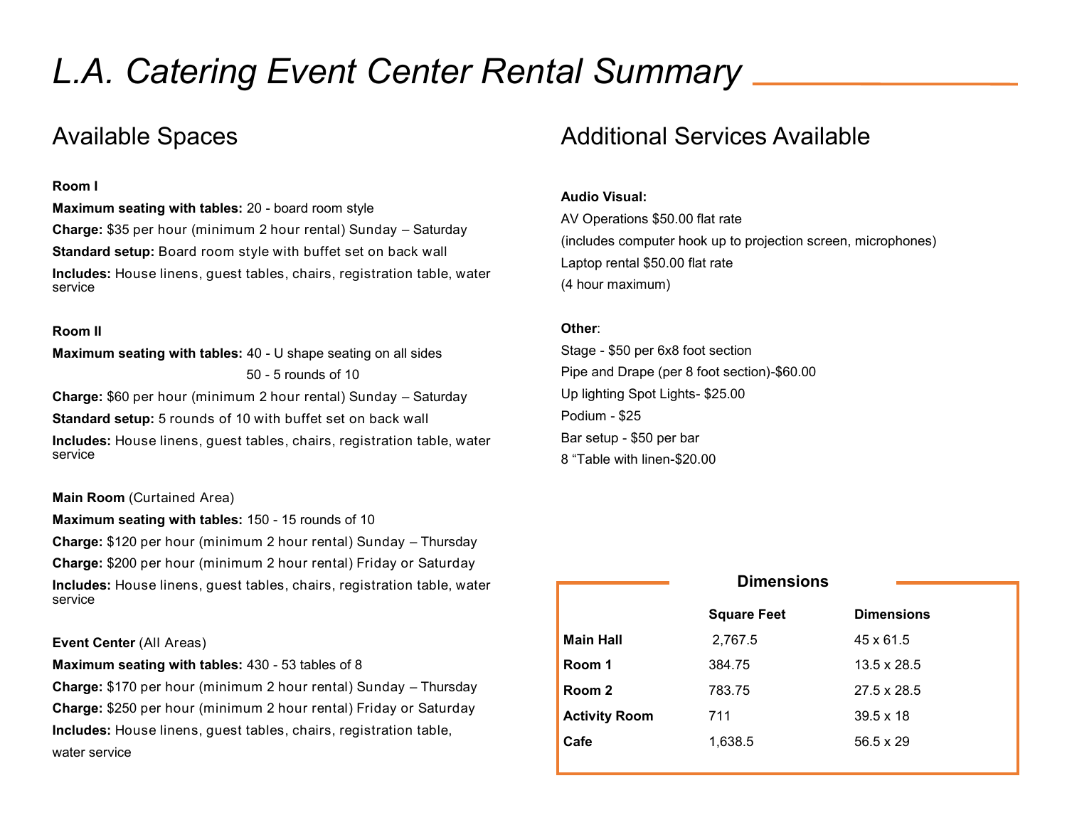# L.A. Catering Event Center Rental Summary

## Available Spaces

**Room I**

**Maximum seating with tables:** 20 - board room style

**Charge:** $35 per hour (minimum 2 hour rental) Sunday – Saturday

**Standard setup:** Board room style with buffet set on back wall

**Includes:** House linens, guest tables, chairs, registration table, water service

**Room II**

**Maximum seating with tables:** 40 - U shape seating on all sides
50 - 5 rounds of 10

**Charge:** $60 per hour (minimum 2 hour rental) Sunday – Saturday

**Standard setup:** 5 rounds of 10 with buffet set on back wall

**Includes:** House linens, guest tables, chairs, registration table, water service

**Main Room** (Curtained Area)

**Maximum seating with tables:** 150 - 15 rounds of 10

**Charge:** $120 per hour (minimum 2 hour rental) Sunday – Thursday

**Charge:** $200 per hour (minimum 2 hour rental) Friday or Saturday

**Includes:** House linens, guest tables, chairs, registration table, water service

**Event Center** (All Areas)

**Maximum seating with tables:** 430 - 53 tables of 8

**Charge:** $170 per hour (minimum 2 hour rental) Sunday – Thursday

**Charge:** $250 per hour (minimum 2 hour rental) Friday or Saturday

**Includes:** House linens, guest tables, chairs, registration table, water service

## Additional Services Available

**Audio Visual:**

AV Operations $50.00 flat rate
(includes computer hook up to projection screen, microphones)
Laptop rental $50.00 flat rate
(4 hour maximum)

**Other**:

Stage - $50 per 6x8 foot section
Pipe and Drape (per 8 foot section)-$60.00
Up lighting Spot Lights- $25.00
Podium - $25
Bar setup - $50 per bar
8 "Table with linen-$20.00

### Dimensions

| | Square Feet | Dimensions |
|---|---|---|
| **Main Hall** | 2,767.5 | 45 x 61.5 |
| **Room 1** | 384.75 | 13.5 x 28.5 |
| **Room 2** | 783.75 | 27.5 x 28.5 |
| **Activity Room** | 711 | 39.5 x 18 |
| **Cafe** | 1,638.5 | 56.5 x 29 |